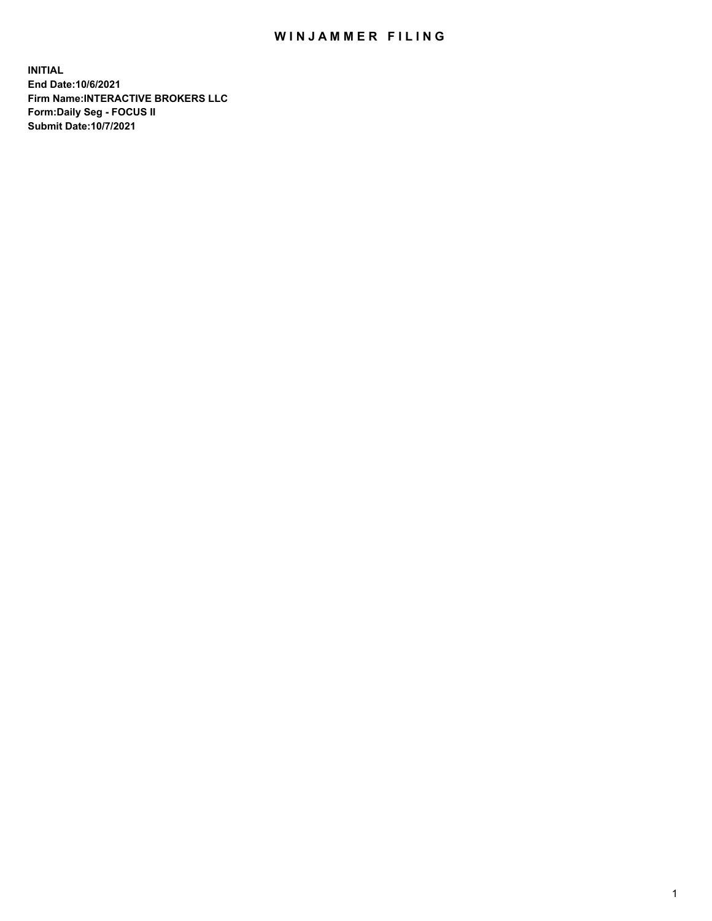# WINJAMMER FILING

**INITIAL**
**End Date:10/6/2021**
**Firm Name:INTERACTIVE BROKERS LLC**
**Form:Daily Seg - FOCUS II**
**Submit Date:10/7/2021**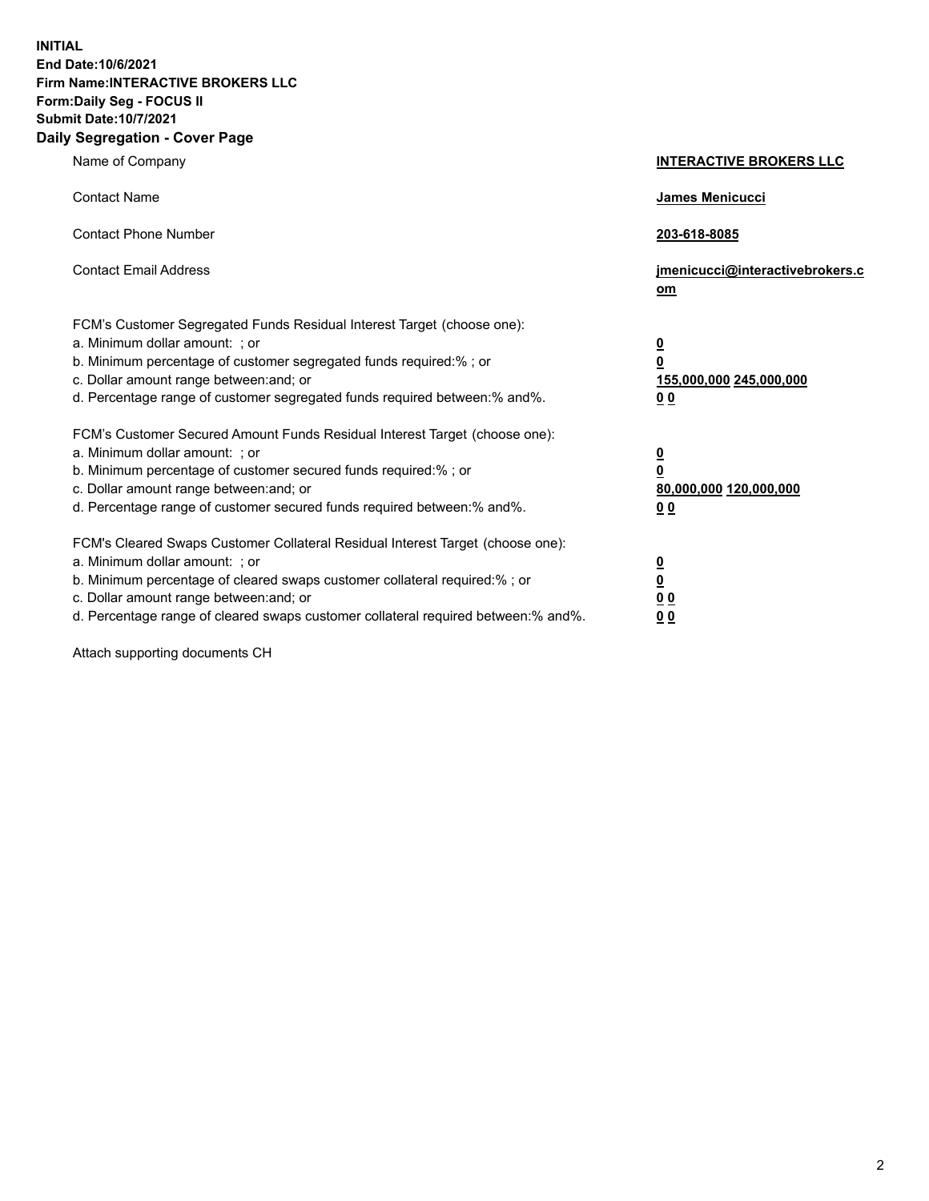**INITIAL**
**End Date:10/6/2021**
**Firm Name:INTERACTIVE BROKERS LLC**
**Form:Daily Seg - FOCUS II**
**Submit Date:10/7/2021**

## Daily Segregation - Cover Page

| | |
|---|---|
| Name of Company | **INTERACTIVE BROKERS LLC** |
| Contact Name | **James Menicucci** |
| Contact Phone Number | **203-618-8085** |
| Contact Email Address | **jmenicucci@interactivebrokers.com** |

FCM's Customer Segregated Funds Residual Interest Target (choose one):

| | |
|---|---|
| a. Minimum dollar amount: ; or | **0** |
| b. Minimum percentage of customer segregated funds required:% ; or | **0** |
| c. Dollar amount range between:and; or | **155,000,000** **245,000,000** |
| d. Percentage range of customer segregated funds required between:% and%. | **0** **0** |

FCM's Customer Secured Amount Funds Residual Interest Target (choose one):

| | |
|---|---|
| a. Minimum dollar amount: ; or | **0** |
| b. Minimum percentage of customer secured funds required:% ; or | **0** |
| c. Dollar amount range between:and; or | **80,000,000** **120,000,000** |
| d. Percentage range of customer secured funds required between:% and%. | **0** **0** |

FCM's Cleared Swaps Customer Collateral Residual Interest Target (choose one):

| | |
|---|---|
| a. Minimum dollar amount: ; or | **0** |
| b. Minimum percentage of cleared swaps customer collateral required:% ; or | **0** |
| c. Dollar amount range between:and; or | **0** **0** |
| d. Percentage range of cleared swaps customer collateral required between:% and%. | **0** **0** |

Attach supporting documents CH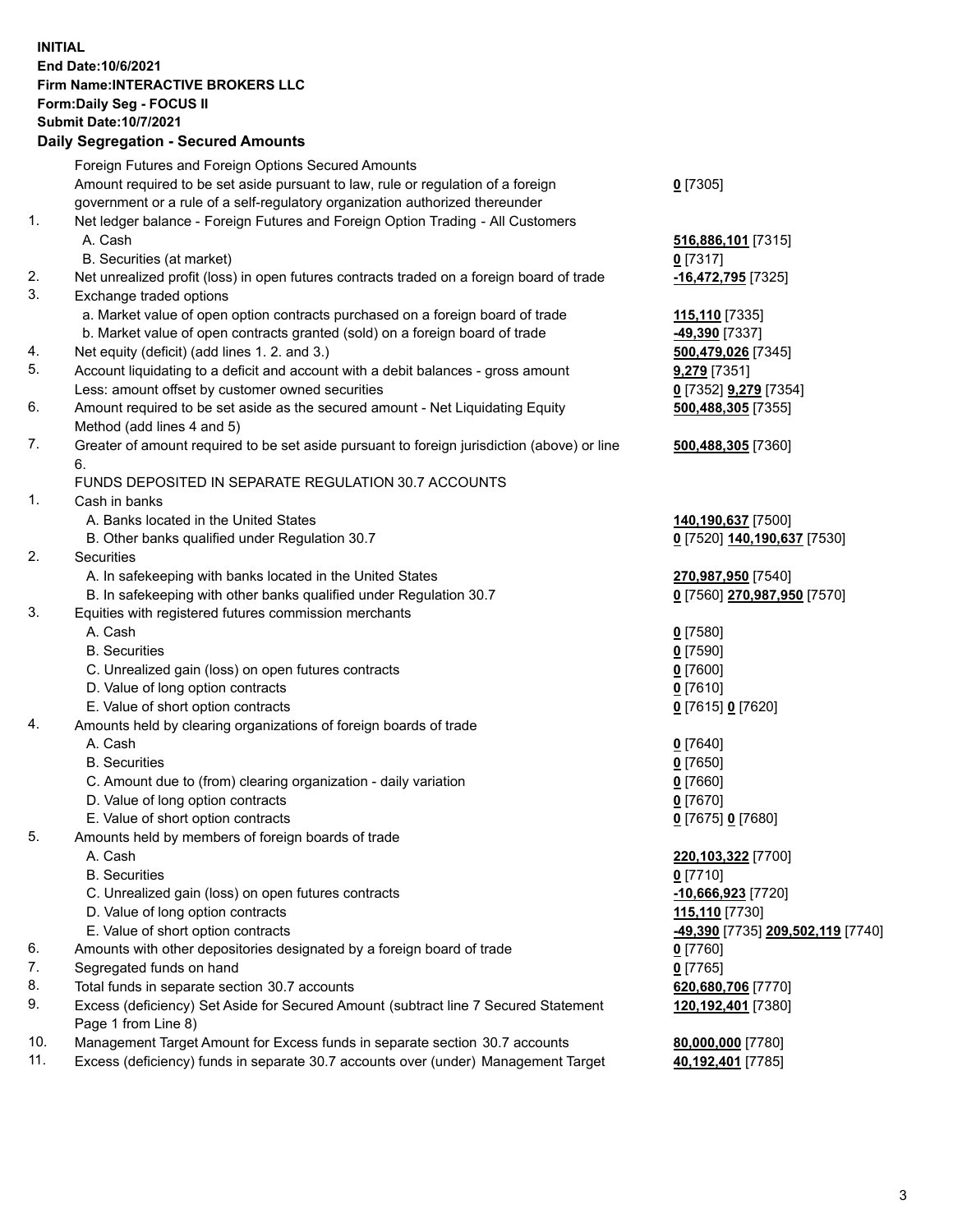**INITIAL**
**End Date:10/6/2021**
**Firm Name:INTERACTIVE BROKERS LLC**
**Form:Daily Seg - FOCUS II**
**Submit Date:10/7/2021**

## Daily Segregation - Secured Amounts

| | | |
|---|---|---|
| | Foreign Futures and Foreign Options Secured Amounts | |
| | Amount required to be set aside pursuant to law, rule or regulation of a foreign government or a rule of a self-regulatory organization authorized thereunder | **0** [7305] |
| 1. | Net ledger balance - Foreign Futures and Foreign Option Trading - All Customers | |
| | A. Cash | **516,886,101** [7315] |
| | B. Securities (at market) | **0** [7317] |
| 2. | Net unrealized profit (loss) in open futures contracts traded on a foreign board of trade | **-16,472,795** [7325] |
| 3. | Exchange traded options | |
| | a. Market value of open option contracts purchased on a foreign board of trade | **115,110** [7335] |
| | b. Market value of open contracts granted (sold) on a foreign board of trade | **-49,390** [7337] |
| 4. | Net equity (deficit) (add lines 1. 2. and 3.) | **500,479,026** [7345] |
| 5. | Account liquidating to a deficit and account with a debit balances - gross amount | **9,279** [7351] |
| | Less: amount offset by customer owned securities | **0** [7352] **9,279** [7354] |
| 6. | Amount required to be set aside as the secured amount - Net Liquidating Equity Method (add lines 4 and 5) | **500,488,305** [7355] |
| 7. | Greater of amount required to be set aside pursuant to foreign jurisdiction (above) or line 6. | **500,488,305** [7360] |
| | FUNDS DEPOSITED IN SEPARATE REGULATION 30.7 ACCOUNTS | |
| 1. | Cash in banks | |
| | A. Banks located in the United States | **140,190,637** [7500] |
| | B. Other banks qualified under Regulation 30.7 | **0** [7520] **140,190,637** [7530] |
| 2. | Securities | |
| | A. In safekeeping with banks located in the United States | **270,987,950** [7540] |
| | B. In safekeeping with other banks qualified under Regulation 30.7 | **0** [7560] **270,987,950** [7570] |
| 3. | Equities with registered futures commission merchants | |
| | A. Cash | **0** [7580] |
| | B. Securities | **0** [7590] |
| | C. Unrealized gain (loss) on open futures contracts | **0** [7600] |
| | D. Value of long option contracts | **0** [7610] |
| | E. Value of short option contracts | **0** [7615] **0** [7620] |
| 4. | Amounts held by clearing organizations of foreign boards of trade | |
| | A. Cash | **0** [7640] |
| | B. Securities | **0** [7650] |
| | C. Amount due to (from) clearing organization - daily variation | **0** [7660] |
| | D. Value of long option contracts | **0** [7670] |
| | E. Value of short option contracts | **0** [7675] **0** [7680] |
| 5. | Amounts held by members of foreign boards of trade | |
| | A. Cash | **220,103,322** [7700] |
| | B. Securities | **0** [7710] |
| | C. Unrealized gain (loss) on open futures contracts | **-10,666,923** [7720] |
| | D. Value of long option contracts | **115,110** [7730] |
| | E. Value of short option contracts | **-49,390** [7735] **209,502,119** [7740] |
| 6. | Amounts with other depositories designated by a foreign board of trade | **0** [7760] |
| 7. | Segregated funds on hand | **0** [7765] |
| 8. | Total funds in separate section 30.7 accounts | **620,680,706** [7770] |
| 9. | Excess (deficiency) Set Aside for Secured Amount (subtract line 7 Secured Statement Page 1 from Line 8) | **120,192,401** [7380] |
| 10. | Management Target Amount for Excess funds in separate section 30.7 accounts | **80,000,000** [7780] |
| 11. | Excess (deficiency) funds in separate 30.7 accounts over (under) Management Target | **40,192,401** [7785] |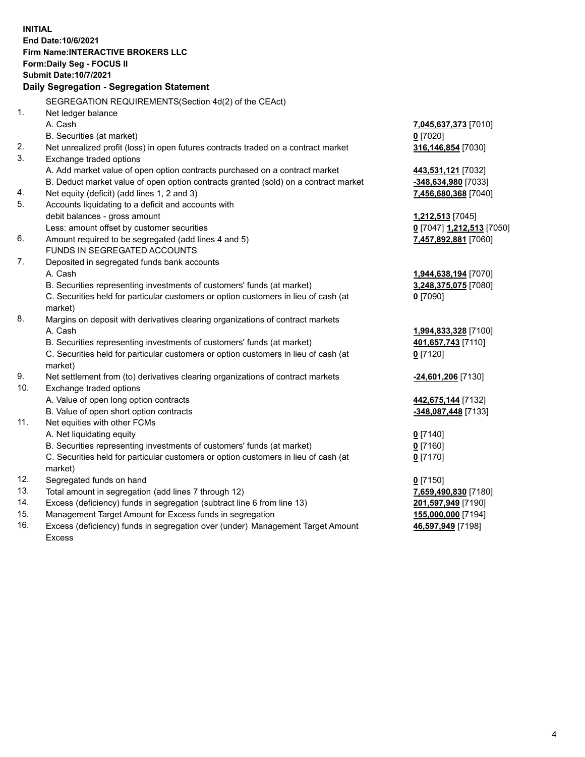**INITIAL**
**End Date:10/6/2021**
**Firm Name:INTERACTIVE BROKERS LLC**
**Form:Daily Seg - FOCUS II**
**Submit Date:10/7/2021**

**Daily Segregation - Segregation Statement**

SEGREGATION REQUIREMENTS(Section 4d(2) of the CEAct)

| | | |
|---|---|---|
| 1. | Net ledger balance | |
| | A. Cash | **7,045,637,373** [7010] |
| | B. Securities (at market) | **0** [7020] |
| 2. | Net unrealized profit (loss) in open futures contracts traded on a contract market | **316,146,854** [7030] |
| 3. | Exchange traded options | |
| | A. Add market value of open option contracts purchased on a contract market | **443,531,121** [7032] |
| | B. Deduct market value of open option contracts granted (sold) on a contract market | **-348,634,980** [7033] |
| 4. | Net equity (deficit) (add lines 1, 2 and 3) | **7,456,680,368** [7040] |
| 5. | Accounts liquidating to a deficit and accounts with | |
| | debit balances - gross amount | **1,212,513** [7045] |
| | Less: amount offset by customer securities | **0** [7047] **1,212,513** [7050] |
| 6. | Amount required to be segregated (add lines 4 and 5) | **7,457,892,881** [7060] |
| | FUNDS IN SEGREGATED ACCOUNTS | |
| 7. | Deposited in segregated funds bank accounts | |
| | A. Cash | **1,944,638,194** [7070] |
| | B. Securities representing investments of customers' funds (at market) | **3,248,375,075** [7080] |
| | C. Securities held for particular customers or option customers in lieu of cash (at market) | **0** [7090] |
| 8. | Margins on deposit with derivatives clearing organizations of contract markets | |
| | A. Cash | **1,994,833,328** [7100] |
| | B. Securities representing investments of customers' funds (at market) | **401,657,743** [7110] |
| | C. Securities held for particular customers or option customers in lieu of cash (at market) | **0** [7120] |
| 9. | Net settlement from (to) derivatives clearing organizations of contract markets | **-24,601,206** [7130] |
| 10. | Exchange traded options | |
| | A. Value of open long option contracts | **442,675,144** [7132] |
| | B. Value of open short option contracts | **-348,087,448** [7133] |
| 11. | Net equities with other FCMs | |
| | A. Net liquidating equity | **0** [7140] |
| | B. Securities representing investments of customers' funds (at market) | **0** [7160] |
| | C. Securities held for particular customers or option customers in lieu of cash (at market) | **0** [7170] |
| 12. | Segregated funds on hand | **0** [7150] |
| 13. | Total amount in segregation (add lines 7 through 12) | **7,659,490,830** [7180] |
| 14. | Excess (deficiency) funds in segregation (subtract line 6 from line 13) | **201,597,949** [7190] |
| 15. | Management Target Amount for Excess funds in segregation | **155,000,000** [7194] |
| 16. | Excess (deficiency) funds in segregation over (under) Management Target Amount Excess | **46,597,949** [7198] |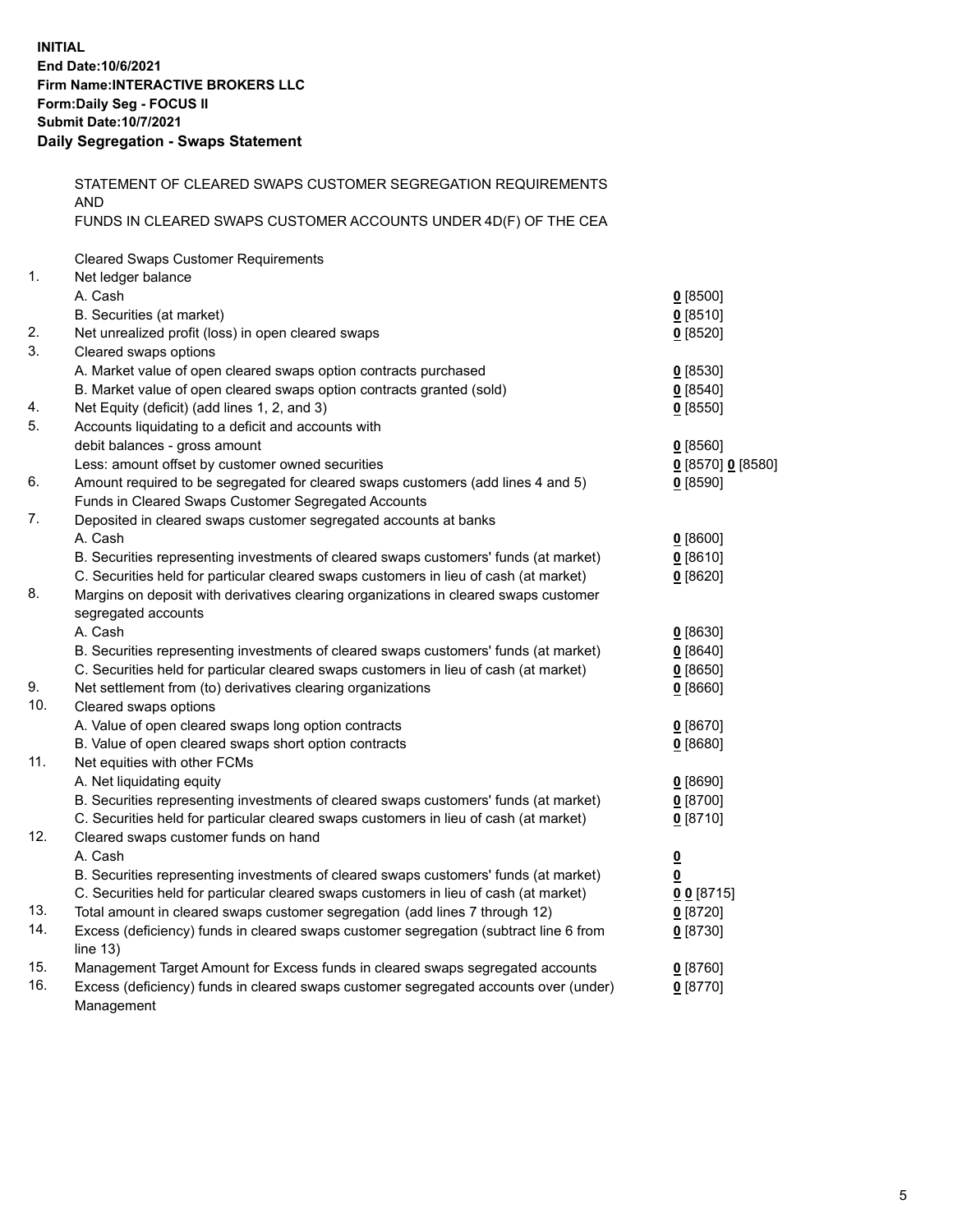**INITIAL**
**End Date:10/6/2021**
**Firm Name:INTERACTIVE BROKERS LLC**
**Form:Daily Seg - FOCUS II**
**Submit Date:10/7/2021**
**Daily Segregation - Swaps Statement**

STATEMENT OF CLEARED SWAPS CUSTOMER SEGREGATION REQUIREMENTS
AND
FUNDS IN CLEARED SWAPS CUSTOMER ACCOUNTS UNDER 4D(F) OF THE CEA

| | | |
|---|---|---|
| | Cleared Swaps Customer Requirements | |
| 1. | Net ledger balance | |
| | A. Cash | 0 [8500] |
| | B. Securities (at market) | 0 [8510] |
| 2. | Net unrealized profit (loss) in open cleared swaps | 0 [8520] |
| 3. | Cleared swaps options | |
| | A. Market value of open cleared swaps option contracts purchased | 0 [8530] |
| | B. Market value of open cleared swaps option contracts granted (sold) | 0 [8540] |
| 4. | Net Equity (deficit) (add lines 1, 2, and 3) | 0 [8550] |
| 5. | Accounts liquidating to a deficit and accounts with | |
| | debit balances - gross amount | 0 [8560] |
| | Less: amount offset by customer owned securities | 0 [8570] 0 [8580] |
| 6. | Amount required to be segregated for cleared swaps customers (add lines 4 and 5) | 0 [8590] |
| | Funds in Cleared Swaps Customer Segregated Accounts | |
| 7. | Deposited in cleared swaps customer segregated accounts at banks | |
| | A. Cash | 0 [8600] |
| | B. Securities representing investments of cleared swaps customers' funds (at market) | 0 [8610] |
| | C. Securities held for particular cleared swaps customers in lieu of cash (at market) | 0 [8620] |
| 8. | Margins on deposit with derivatives clearing organizations in cleared swaps customer segregated accounts | |
| | A. Cash | 0 [8630] |
| | B. Securities representing investments of cleared swaps customers' funds (at market) | 0 [8640] |
| | C. Securities held for particular cleared swaps customers in lieu of cash (at market) | 0 [8650] |
| 9. | Net settlement from (to) derivatives clearing organizations | 0 [8660] |
| 10. | Cleared swaps options | |
| | A. Value of open cleared swaps long option contracts | 0 [8670] |
| | B. Value of open cleared swaps short option contracts | 0 [8680] |
| 11. | Net equities with other FCMs | |
| | A. Net liquidating equity | 0 [8690] |
| | B. Securities representing investments of cleared swaps customers' funds (at market) | 0 [8700] |
| | C. Securities held for particular cleared swaps customers in lieu of cash (at market) | 0 [8710] |
| 12. | Cleared swaps customer funds on hand | |
| | A. Cash | 0 |
| | B. Securities representing investments of cleared swaps customers' funds (at market) | 0 |
| | C. Securities held for particular cleared swaps customers in lieu of cash (at market) | 0 0 [8715] |
| 13. | Total amount in cleared swaps customer segregation (add lines 7 through 12) | 0 [8720] |
| 14. | Excess (deficiency) funds in cleared swaps customer segregation (subtract line 6 from line 13) | 0 [8730] |
| 15. | Management Target Amount for Excess funds in cleared swaps segregated accounts | 0 [8760] |
| 16. | Excess (deficiency) funds in cleared swaps customer segregated accounts over (under) Management | 0 [8770] |